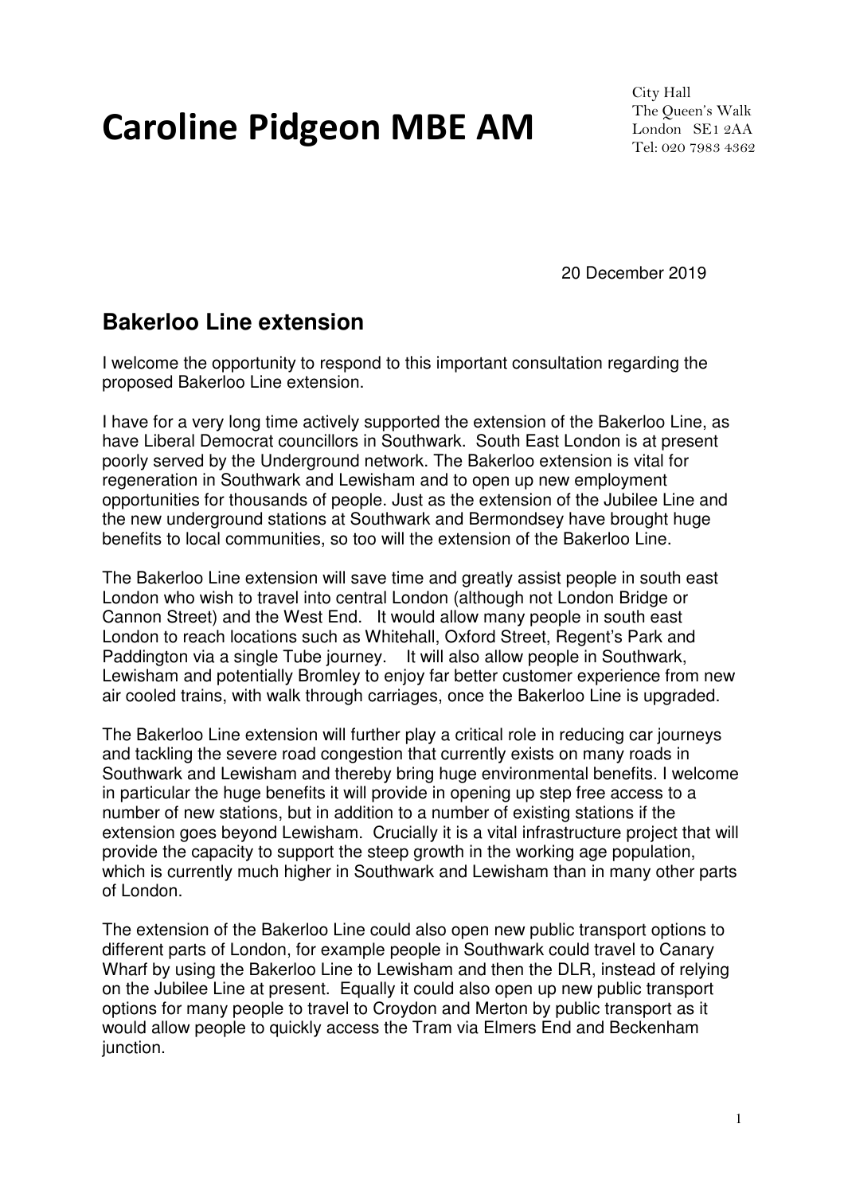# Caroline Pidgeon MBE AM

City Hall
The Queen's Walk
London SE1 2AA
Tel: 020 7983 4362

20 December 2019

## Bakerloo Line extension

I welcome the opportunity to respond to this important consultation regarding the proposed Bakerloo Line extension.

I have for a very long time actively supported the extension of the Bakerloo Line, as have Liberal Democrat councillors in Southwark. South East London is at present poorly served by the Underground network. The Bakerloo extension is vital for regeneration in Southwark and Lewisham and to open up new employment opportunities for thousands of people. Just as the extension of the Jubilee Line and the new underground stations at Southwark and Bermondsey have brought huge benefits to local communities, so too will the extension of the Bakerloo Line.

The Bakerloo Line extension will save time and greatly assist people in south east London who wish to travel into central London (although not London Bridge or Cannon Street) and the West End. It would allow many people in south east London to reach locations such as Whitehall, Oxford Street, Regent's Park and Paddington via a single Tube journey. It will also allow people in Southwark, Lewisham and potentially Bromley to enjoy far better customer experience from new air cooled trains, with walk through carriages, once the Bakerloo Line is upgraded.

The Bakerloo Line extension will further play a critical role in reducing car journeys and tackling the severe road congestion that currently exists on many roads in Southwark and Lewisham and thereby bring huge environmental benefits. I welcome in particular the huge benefits it will provide in opening up step free access to a number of new stations, but in addition to a number of existing stations if the extension goes beyond Lewisham. Crucially it is a vital infrastructure project that will provide the capacity to support the steep growth in the working age population, which is currently much higher in Southwark and Lewisham than in many other parts of London.

The extension of the Bakerloo Line could also open new public transport options to different parts of London, for example people in Southwark could travel to Canary Wharf by using the Bakerloo Line to Lewisham and then the DLR, instead of relying on the Jubilee Line at present. Equally it could also open up new public transport options for many people to travel to Croydon and Merton by public transport as it would allow people to quickly access the Tram via Elmers End and Beckenham junction.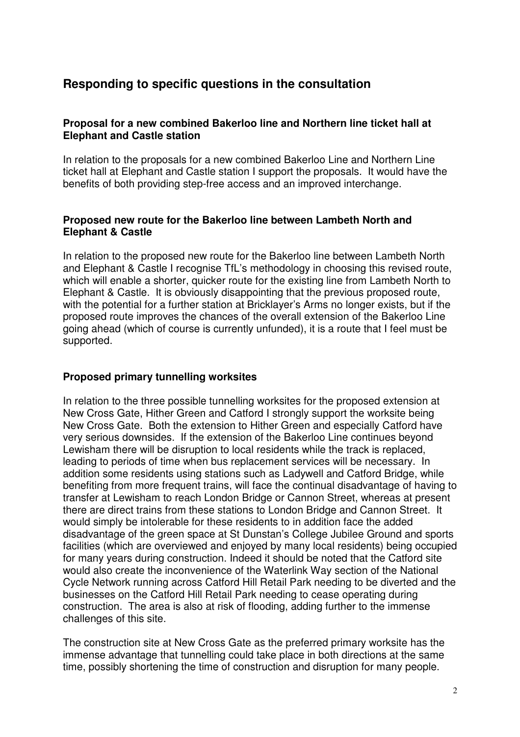## Responding to specific questions in the consultation

### Proposal for a new combined Bakerloo line and Northern line ticket hall at Elephant and Castle station

In relation to the proposals for a new combined Bakerloo Line and Northern Line ticket hall at Elephant and Castle station I support the proposals. It would have the benefits of both providing step-free access and an improved interchange.

### Proposed new route for the Bakerloo line between Lambeth North and Elephant & Castle

In relation to the proposed new route for the Bakerloo line between Lambeth North and Elephant & Castle I recognise TfL's methodology in choosing this revised route, which will enable a shorter, quicker route for the existing line from Lambeth North to Elephant & Castle. It is obviously disappointing that the previous proposed route, with the potential for a further station at Bricklayer's Arms no longer exists, but if the proposed route improves the chances of the overall extension of the Bakerloo Line going ahead (which of course is currently unfunded), it is a route that I feel must be supported.

### Proposed primary tunnelling worksites

In relation to the three possible tunnelling worksites for the proposed extension at New Cross Gate, Hither Green and Catford I strongly support the worksite being New Cross Gate. Both the extension to Hither Green and especially Catford have very serious downsides. If the extension of the Bakerloo Line continues beyond Lewisham there will be disruption to local residents while the track is replaced, leading to periods of time when bus replacement services will be necessary. In addition some residents using stations such as Ladywell and Catford Bridge, while benefiting from more frequent trains, will face the continual disadvantage of having to transfer at Lewisham to reach London Bridge or Cannon Street, whereas at present there are direct trains from these stations to London Bridge and Cannon Street. It would simply be intolerable for these residents to in addition face the added disadvantage of the green space at St Dunstan's College Jubilee Ground and sports facilities (which are overviewed and enjoyed by many local residents) being occupied for many years during construction. Indeed it should be noted that the Catford site would also create the inconvenience of the Waterlink Way section of the National Cycle Network running across Catford Hill Retail Park needing to be diverted and the businesses on the Catford Hill Retail Park needing to cease operating during construction. The area is also at risk of flooding, adding further to the immense challenges of this site.

The construction site at New Cross Gate as the preferred primary worksite has the immense advantage that tunnelling could take place in both directions at the same time, possibly shortening the time of construction and disruption for many people.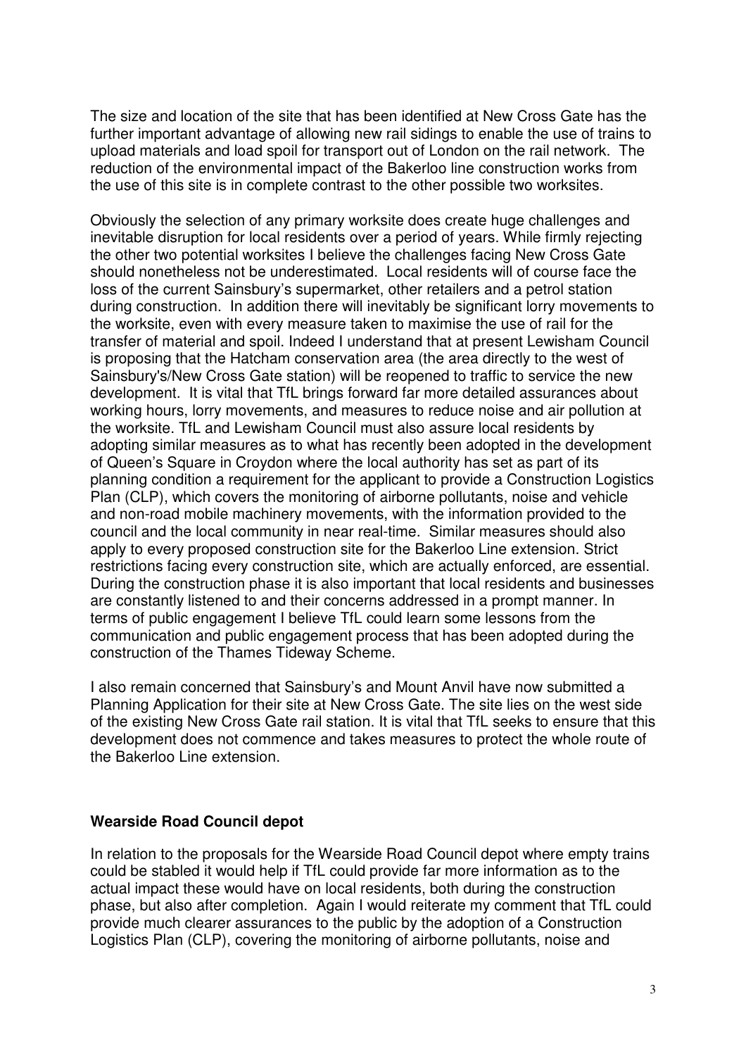The size and location of the site that has been identified at New Cross Gate has the further important advantage of allowing new rail sidings to enable the use of trains to upload materials and load spoil for transport out of London on the rail network. The reduction of the environmental impact of the Bakerloo line construction works from the use of this site is in complete contrast to the other possible two worksites.

Obviously the selection of any primary worksite does create huge challenges and inevitable disruption for local residents over a period of years. While firmly rejecting the other two potential worksites I believe the challenges facing New Cross Gate should nonetheless not be underestimated. Local residents will of course face the loss of the current Sainsbury's supermarket, other retailers and a petrol station during construction. In addition there will inevitably be significant lorry movements to the worksite, even with every measure taken to maximise the use of rail for the transfer of material and spoil. Indeed I understand that at present Lewisham Council is proposing that the Hatcham conservation area (the area directly to the west of Sainsbury's/New Cross Gate station) will be reopened to traffic to service the new development. It is vital that TfL brings forward far more detailed assurances about working hours, lorry movements, and measures to reduce noise and air pollution at the worksite. TfL and Lewisham Council must also assure local residents by adopting similar measures as to what has recently been adopted in the development of Queen's Square in Croydon where the local authority has set as part of its planning condition a requirement for the applicant to provide a Construction Logistics Plan (CLP), which covers the monitoring of airborne pollutants, noise and vehicle and non-road mobile machinery movements, with the information provided to the council and the local community in near real-time. Similar measures should also apply to every proposed construction site for the Bakerloo Line extension. Strict restrictions facing every construction site, which are actually enforced, are essential. During the construction phase it is also important that local residents and businesses are constantly listened to and their concerns addressed in a prompt manner. In terms of public engagement I believe TfL could learn some lessons from the communication and public engagement process that has been adopted during the construction of the Thames Tideway Scheme.

I also remain concerned that Sainsbury's and Mount Anvil have now submitted a Planning Application for their site at New Cross Gate. The site lies on the west side of the existing New Cross Gate rail station. It is vital that TfL seeks to ensure that this development does not commence and takes measures to protect the whole route of the Bakerloo Line extension.

**Wearside Road Council depot**

In relation to the proposals for the Wearside Road Council depot where empty trains could be stabled it would help if TfL could provide far more information as to the actual impact these would have on local residents, both during the construction phase, but also after completion. Again I would reiterate my comment that TfL could provide much clearer assurances to the public by the adoption of a Construction Logistics Plan (CLP), covering the monitoring of airborne pollutants, noise and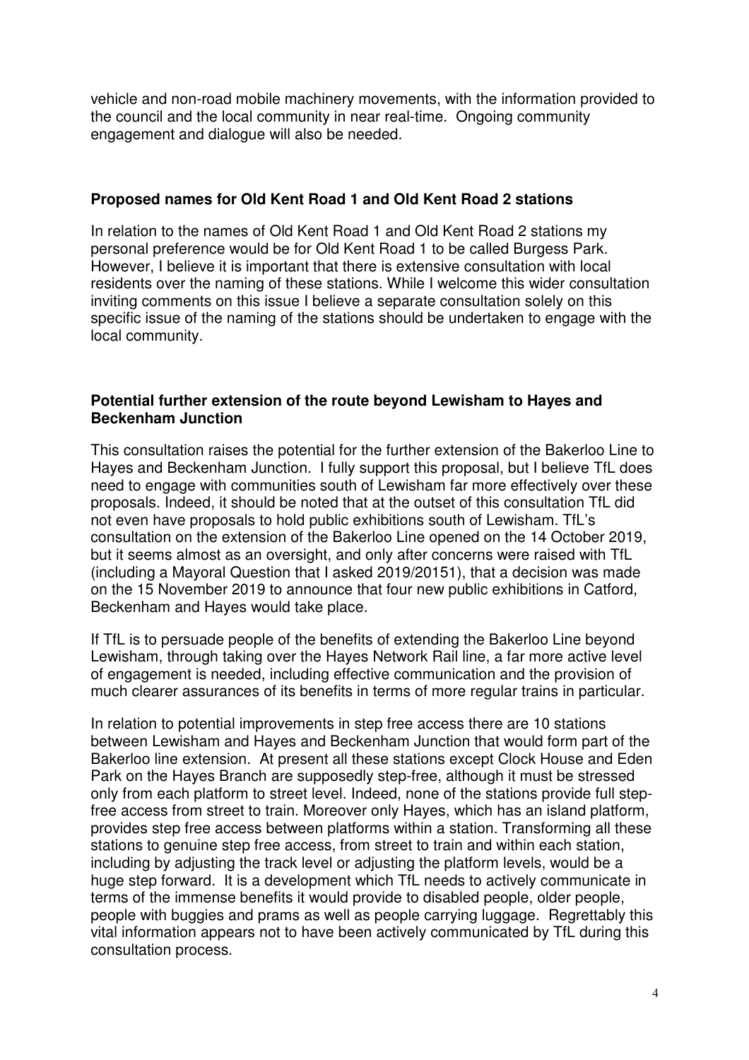vehicle and non-road mobile machinery movements, with the information provided to the council and the local community in near real-time. Ongoing community engagement and dialogue will also be needed.

**Proposed names for Old Kent Road 1 and Old Kent Road 2 stations**

In relation to the names of Old Kent Road 1 and Old Kent Road 2 stations my personal preference would be for Old Kent Road 1 to be called Burgess Park. However, I believe it is important that there is extensive consultation with local residents over the naming of these stations. While I welcome this wider consultation inviting comments on this issue I believe a separate consultation solely on this specific issue of the naming of the stations should be undertaken to engage with the local community.

**Potential further extension of the route beyond Lewisham to Hayes and Beckenham Junction**

This consultation raises the potential for the further extension of the Bakerloo Line to Hayes and Beckenham Junction. I fully support this proposal, but I believe TfL does need to engage with communities south of Lewisham far more effectively over these proposals. Indeed, it should be noted that at the outset of this consultation TfL did not even have proposals to hold public exhibitions south of Lewisham. TfL's consultation on the extension of the Bakerloo Line opened on the 14 October 2019, but it seems almost as an oversight, and only after concerns were raised with TfL (including a Mayoral Question that I asked 2019/20151), that a decision was made on the 15 November 2019 to announce that four new public exhibitions in Catford, Beckenham and Hayes would take place.

If TfL is to persuade people of the benefits of extending the Bakerloo Line beyond Lewisham, through taking over the Hayes Network Rail line, a far more active level of engagement is needed, including effective communication and the provision of much clearer assurances of its benefits in terms of more regular trains in particular.

In relation to potential improvements in step free access there are 10 stations between Lewisham and Hayes and Beckenham Junction that would form part of the Bakerloo line extension. At present all these stations except Clock House and Eden Park on the Hayes Branch are supposedly step-free, although it must be stressed only from each platform to street level. Indeed, none of the stations provide full step-free access from street to train. Moreover only Hayes, which has an island platform, provides step free access between platforms within a station. Transforming all these stations to genuine step free access, from street to train and within each station, including by adjusting the track level or adjusting the platform levels, would be a huge step forward. It is a development which TfL needs to actively communicate in terms of the immense benefits it would provide to disabled people, older people, people with buggies and prams as well as people carrying luggage. Regrettably this vital information appears not to have been actively communicated by TfL during this consultation process.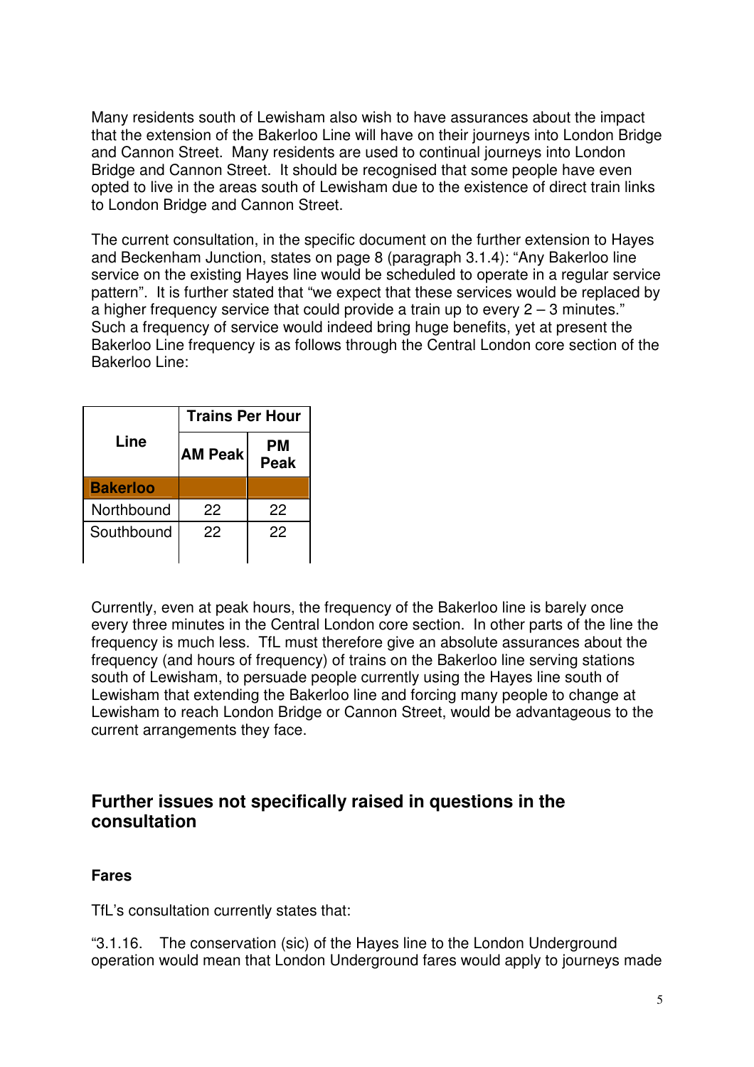Many residents south of Lewisham also wish to have assurances about the impact that the extension of the Bakerloo Line will have on their journeys into London Bridge and Cannon Street. Many residents are used to continual journeys into London Bridge and Cannon Street. It should be recognised that some people have even opted to live in the areas south of Lewisham due to the existence of direct train links to London Bridge and Cannon Street.

The current consultation, in the specific document on the further extension to Hayes and Beckenham Junction, states on page 8 (paragraph 3.1.4): "Any Bakerloo line service on the existing Hayes line would be scheduled to operate in a regular service pattern". It is further stated that "we expect that these services would be replaced by a higher frequency service that could provide a train up to every 2 – 3 minutes." Such a frequency of service would indeed bring huge benefits, yet at present the Bakerloo Line frequency is as follows through the Central London core section of the Bakerloo Line:

| Line | Trains Per Hour | |
|---|---|---|
| | AM Peak | PM Peak |
| **Bakerloo** | | |
| Northbound | 22 | 22 |
| Southbound | 22 | 22 |

Currently, even at peak hours, the frequency of the Bakerloo line is barely once every three minutes in the Central London core section. In other parts of the line the frequency is much less. TfL must therefore give an absolute assurances about the frequency (and hours of frequency) of trains on the Bakerloo line serving stations south of Lewisham, to persuade people currently using the Hayes line south of Lewisham that extending the Bakerloo line and forcing many people to change at Lewisham to reach London Bridge or Cannon Street, would be advantageous to the current arrangements they face.

## Further issues not specifically raised in questions in the consultation

### Fares

TfL's consultation currently states that:

"3.1.16. The conservation (sic) of the Hayes line to the London Underground operation would mean that London Underground fares would apply to journeys made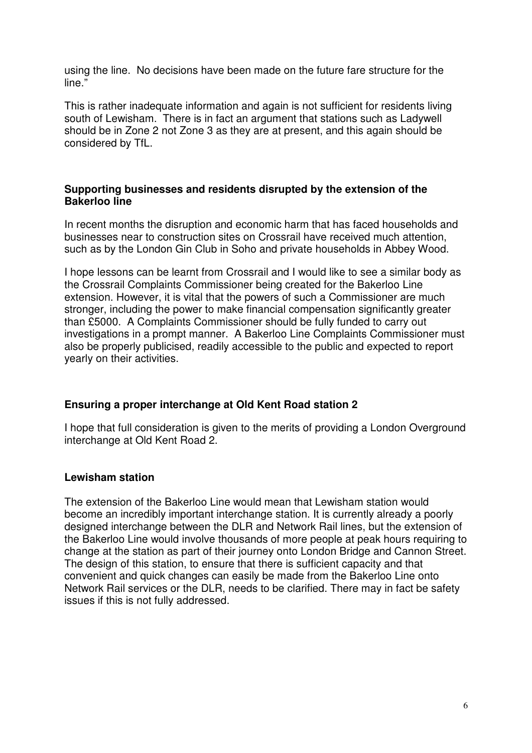using the line. No decisions have been made on the future fare structure for the line."

This is rather inadequate information and again is not sufficient for residents living south of Lewisham. There is in fact an argument that stations such as Ladywell should be in Zone 2 not Zone 3 as they are at present, and this again should be considered by TfL.

**Supporting businesses and residents disrupted by the extension of the Bakerloo line**

In recent months the disruption and economic harm that has faced households and businesses near to construction sites on Crossrail have received much attention, such as by the London Gin Club in Soho and private households in Abbey Wood.

I hope lessons can be learnt from Crossrail and I would like to see a similar body as the Crossrail Complaints Commissioner being created for the Bakerloo Line extension. However, it is vital that the powers of such a Commissioner are much stronger, including the power to make financial compensation significantly greater than £5000. A Complaints Commissioner should be fully funded to carry out investigations in a prompt manner. A Bakerloo Line Complaints Commissioner must also be properly publicised, readily accessible to the public and expected to report yearly on their activities.

**Ensuring a proper interchange at Old Kent Road station 2**

I hope that full consideration is given to the merits of providing a London Overground interchange at Old Kent Road 2.

**Lewisham station**

The extension of the Bakerloo Line would mean that Lewisham station would become an incredibly important interchange station. It is currently already a poorly designed interchange between the DLR and Network Rail lines, but the extension of the Bakerloo Line would involve thousands of more people at peak hours requiring to change at the station as part of their journey onto London Bridge and Cannon Street. The design of this station, to ensure that there is sufficient capacity and that convenient and quick changes can easily be made from the Bakerloo Line onto Network Rail services or the DLR, needs to be clarified. There may in fact be safety issues if this is not fully addressed.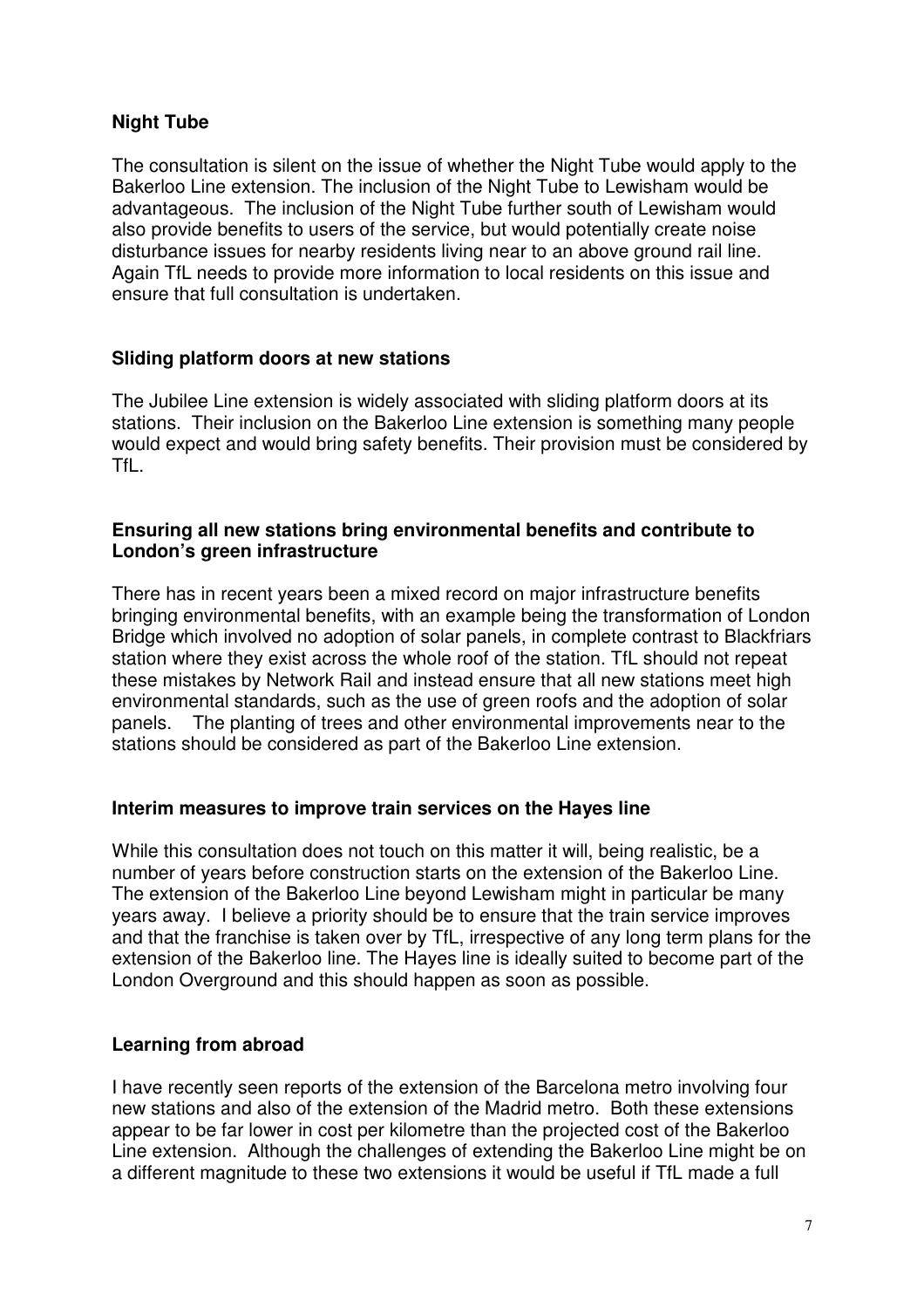**Night Tube**

The consultation is silent on the issue of whether the Night Tube would apply to the Bakerloo Line extension. The inclusion of the Night Tube to Lewisham would be advantageous. The inclusion of the Night Tube further south of Lewisham would also provide benefits to users of the service, but would potentially create noise disturbance issues for nearby residents living near to an above ground rail line. Again TfL needs to provide more information to local residents on this issue and ensure that full consultation is undertaken.

**Sliding platform doors at new stations**

The Jubilee Line extension is widely associated with sliding platform doors at its stations. Their inclusion on the Bakerloo Line extension is something many people would expect and would bring safety benefits. Their provision must be considered by TfL.

**Ensuring all new stations bring environmental benefits and contribute to London's green infrastructure**

There has in recent years been a mixed record on major infrastructure benefits bringing environmental benefits, with an example being the transformation of London Bridge which involved no adoption of solar panels, in complete contrast to Blackfriars station where they exist across the whole roof of the station. TfL should not repeat these mistakes by Network Rail and instead ensure that all new stations meet high environmental standards, such as the use of green roofs and the adoption of solar panels. The planting of trees and other environmental improvements near to the stations should be considered as part of the Bakerloo Line extension.

**Interim measures to improve train services on the Hayes line**

While this consultation does not touch on this matter it will, being realistic, be a number of years before construction starts on the extension of the Bakerloo Line. The extension of the Bakerloo Line beyond Lewisham might in particular be many years away. I believe a priority should be to ensure that the train service improves and that the franchise is taken over by TfL, irrespective of any long term plans for the extension of the Bakerloo line. The Hayes line is ideally suited to become part of the London Overground and this should happen as soon as possible.

**Learning from abroad**

I have recently seen reports of the extension of the Barcelona metro involving four new stations and also of the extension of the Madrid metro. Both these extensions appear to be far lower in cost per kilometre than the projected cost of the Bakerloo Line extension. Although the challenges of extending the Bakerloo Line might be on a different magnitude to these two extensions it would be useful if TfL made a full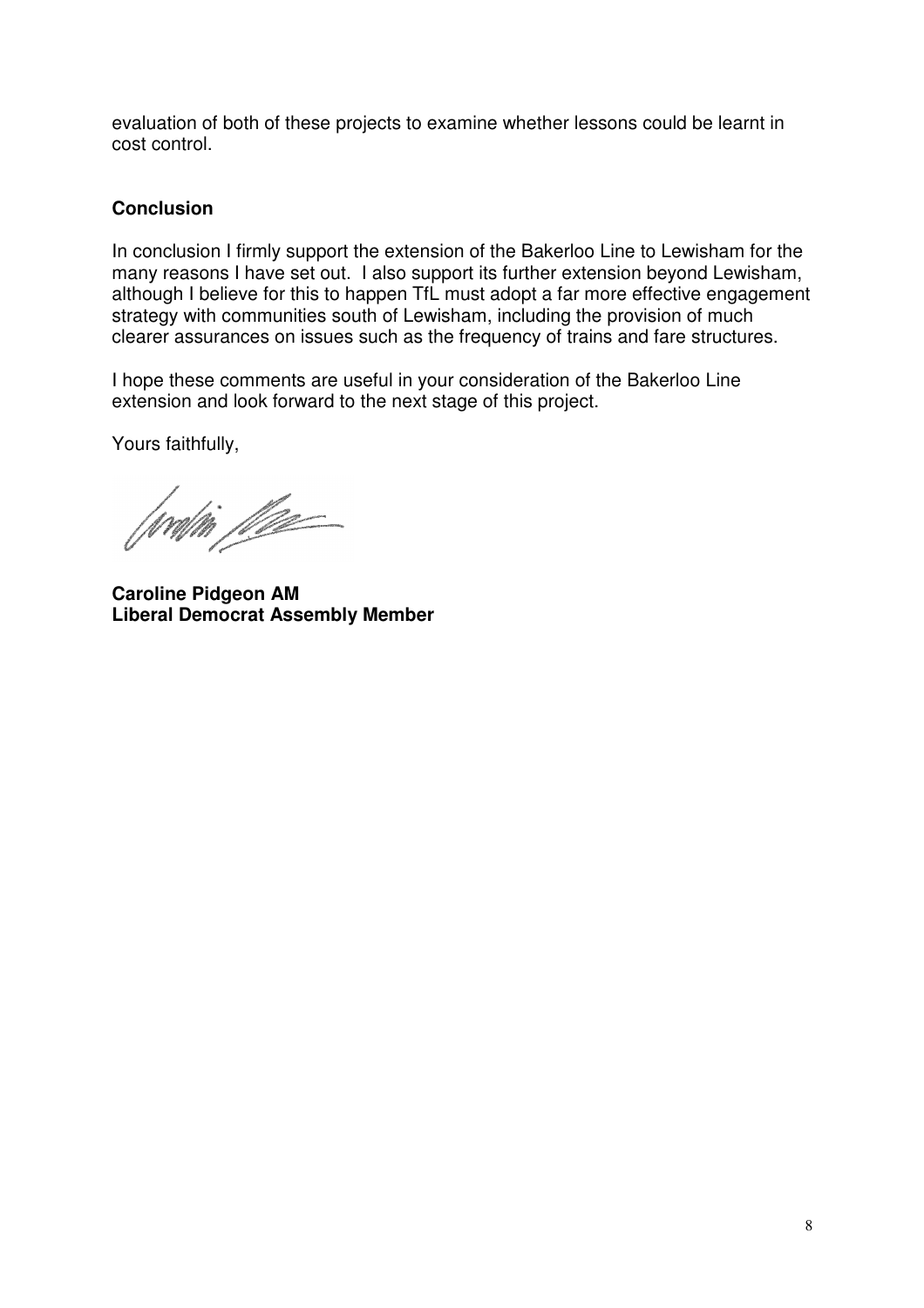evaluation of both of these projects to examine whether lessons could be learnt in cost control.

**Conclusion**

In conclusion I firmly support the extension of the Bakerloo Line to Lewisham for the many reasons I have set out. I also support its further extension beyond Lewisham, although I believe for this to happen TfL must adopt a far more effective engagement strategy with communities south of Lewisham, including the provision of much clearer assurances on issues such as the frequency of trains and fare structures.

I hope these comments are useful in your consideration of the Bakerloo Line extension and look forward to the next stage of this project.

Yours faithfully,

**Caroline Pidgeon AM**
**Liberal Democrat Assembly Member**